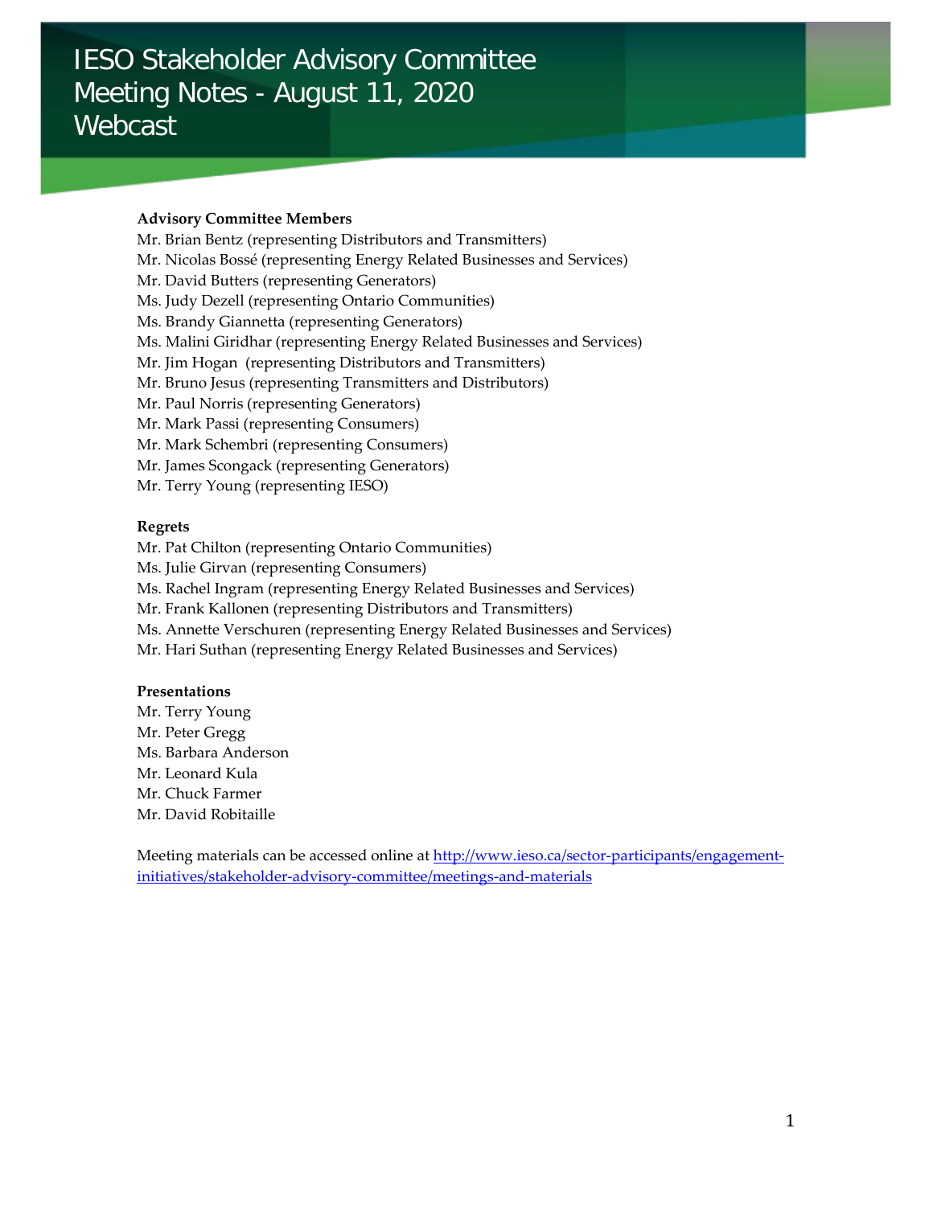# IESO Stakeholder Advisory Committee Meeting Notes - August 11, 2020 Webcast

**Advisory Committee Members**

Mr. Brian Bentz (representing Distributors and Transmitters)
Mr. Nicolas Bossé (representing Energy Related Businesses and Services)
Mr. David Butters (representing Generators)
Ms. Judy Dezell (representing Ontario Communities)
Ms. Brandy Giannetta (representing Generators)
Ms. Malini Giridhar (representing Energy Related Businesses and Services)
Mr. Jim Hogan (representing Distributors and Transmitters)
Mr. Bruno Jesus (representing Transmitters and Distributors)
Mr. Paul Norris (representing Generators)
Mr. Mark Passi (representing Consumers)
Mr. Mark Schembri (representing Consumers)
Mr. James Scongack (representing Generators)
Mr. Terry Young (representing IESO)

**Regrets**

Mr. Pat Chilton (representing Ontario Communities)
Ms. Julie Girvan (representing Consumers)
Ms. Rachel Ingram (representing Energy Related Businesses and Services)
Mr. Frank Kallonen (representing Distributors and Transmitters)
Ms. Annette Verschuren (representing Energy Related Businesses and Services)
Mr. Hari Suthan (representing Energy Related Businesses and Services)

**Presentations**

Mr. Terry Young
Mr. Peter Gregg
Ms. Barbara Anderson
Mr. Leonard Kula
Mr. Chuck Farmer
Mr. David Robitaille

Meeting materials can be accessed online at [http://www.ieso.ca/sector-participants/engagement-initiatives/stakeholder-advisory-committee/meetings-and-materials](http://www.ieso.ca/sector-participants/engagement-initiatives/stakeholder-advisory-committee/meetings-and-materials)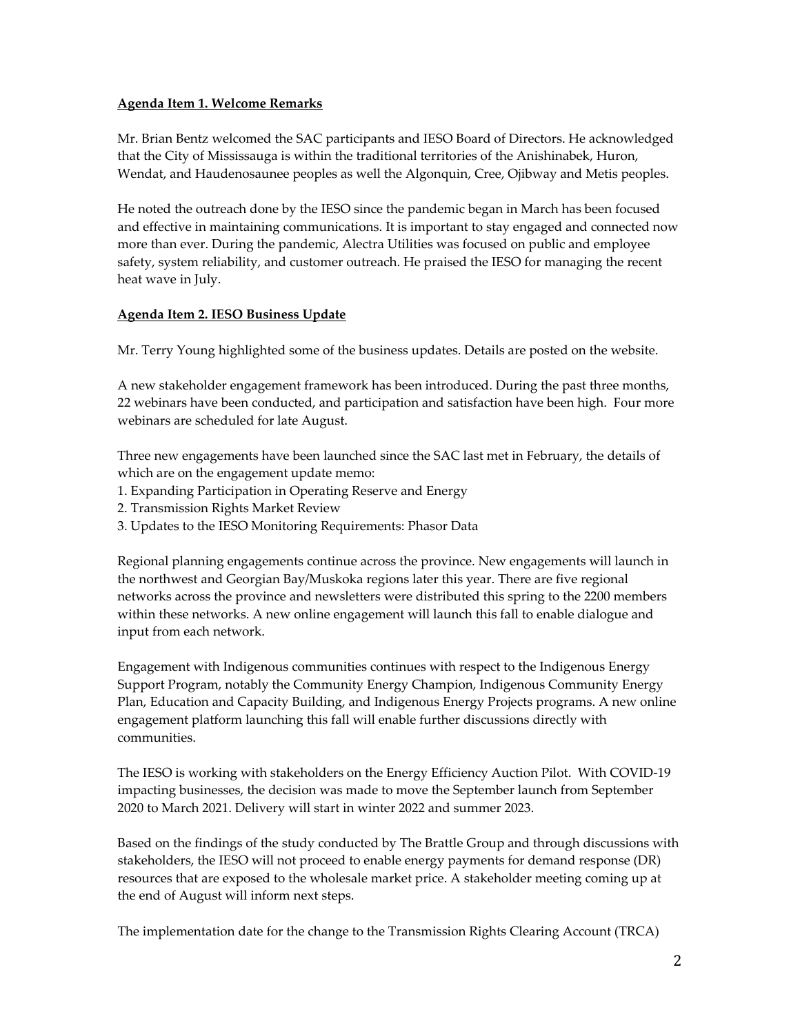**Agenda Item 1. Welcome Remarks**

Mr. Brian Bentz welcomed the SAC participants and IESO Board of Directors. He acknowledged that the City of Mississauga is within the traditional territories of the Anishinabek, Huron, Wendat, and Haudenosaunee peoples as well the Algonquin, Cree, Ojibway and Metis peoples.

He noted the outreach done by the IESO since the pandemic began in March has been focused and effective in maintaining communications. It is important to stay engaged and connected now more than ever. During the pandemic, Alectra Utilities was focused on public and employee safety, system reliability, and customer outreach. He praised the IESO for managing the recent heat wave in July.

**Agenda Item 2. IESO Business Update**

Mr. Terry Young highlighted some of the business updates. Details are posted on the website.

A new stakeholder engagement framework has been introduced. During the past three months, 22 webinars have been conducted, and participation and satisfaction have been high. Four more webinars are scheduled for late August.

Three new engagements have been launched since the SAC last met in February, the details of which are on the engagement update memo:

1. Expanding Participation in Operating Reserve and Energy
2. Transmission Rights Market Review
3. Updates to the IESO Monitoring Requirements: Phasor Data

Regional planning engagements continue across the province. New engagements will launch in the northwest and Georgian Bay/Muskoka regions later this year. There are five regional networks across the province and newsletters were distributed this spring to the 2200 members within these networks. A new online engagement will launch this fall to enable dialogue and input from each network.

Engagement with Indigenous communities continues with respect to the Indigenous Energy Support Program, notably the Community Energy Champion, Indigenous Community Energy Plan, Education and Capacity Building, and Indigenous Energy Projects programs. A new online engagement platform launching this fall will enable further discussions directly with communities.

The IESO is working with stakeholders on the Energy Efficiency Auction Pilot. With COVID-19 impacting businesses, the decision was made to move the September launch from September 2020 to March 2021. Delivery will start in winter 2022 and summer 2023.

Based on the findings of the study conducted by The Brattle Group and through discussions with stakeholders, the IESO will not proceed to enable energy payments for demand response (DR) resources that are exposed to the wholesale market price. A stakeholder meeting coming up at the end of August will inform next steps.

The implementation date for the change to the Transmission Rights Clearing Account (TRCA)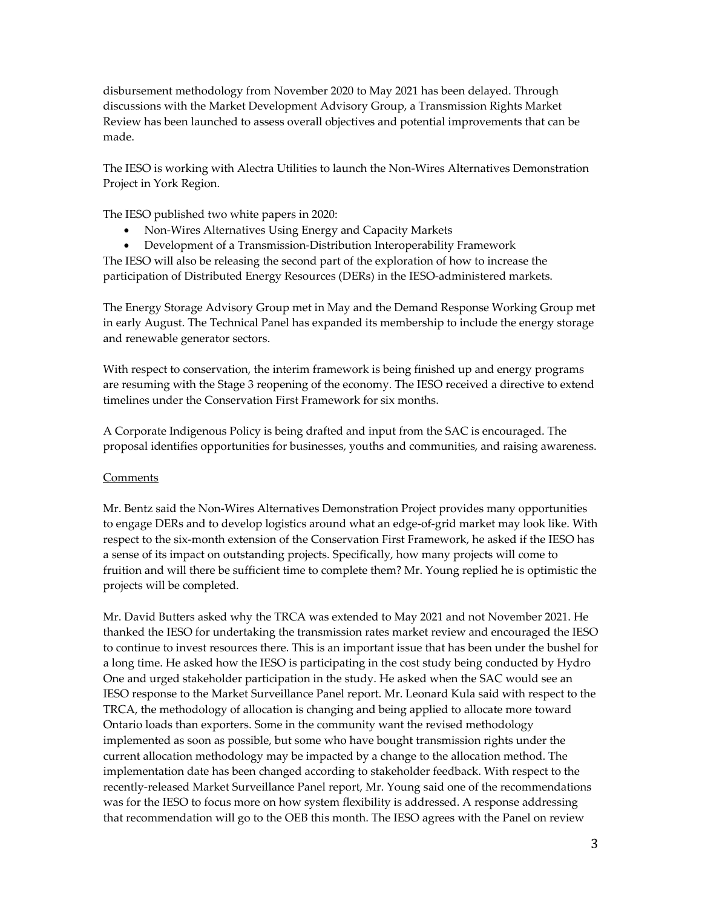disbursement methodology from November 2020 to May 2021 has been delayed. Through discussions with the Market Development Advisory Group, a Transmission Rights Market Review has been launched to assess overall objectives and potential improvements that can be made.

The IESO is working with Alectra Utilities to launch the Non-Wires Alternatives Demonstration Project in York Region.

The IESO published two white papers in 2020:

- Non-Wires Alternatives Using Energy and Capacity Markets
- Development of a Transmission-Distribution Interoperability Framework

The IESO will also be releasing the second part of the exploration of how to increase the participation of Distributed Energy Resources (DERs) in the IESO-administered markets.

The Energy Storage Advisory Group met in May and the Demand Response Working Group met in early August. The Technical Panel has expanded its membership to include the energy storage and renewable generator sectors.

With respect to conservation, the interim framework is being finished up and energy programs are resuming with the Stage 3 reopening of the economy. The IESO received a directive to extend timelines under the Conservation First Framework for six months.

A Corporate Indigenous Policy is being drafted and input from the SAC is encouraged. The proposal identifies opportunities for businesses, youths and communities, and raising awareness.

Comments

Mr. Bentz said the Non-Wires Alternatives Demonstration Project provides many opportunities to engage DERs and to develop logistics around what an edge-of-grid market may look like. With respect to the six-month extension of the Conservation First Framework, he asked if the IESO has a sense of its impact on outstanding projects. Specifically, how many projects will come to fruition and will there be sufficient time to complete them? Mr. Young replied he is optimistic the projects will be completed.

Mr. David Butters asked why the TRCA was extended to May 2021 and not November 2021. He thanked the IESO for undertaking the transmission rates market review and encouraged the IESO to continue to invest resources there. This is an important issue that has been under the bushel for a long time. He asked how the IESO is participating in the cost study being conducted by Hydro One and urged stakeholder participation in the study. He asked when the SAC would see an IESO response to the Market Surveillance Panel report. Mr. Leonard Kula said with respect to the TRCA, the methodology of allocation is changing and being applied to allocate more toward Ontario loads than exporters. Some in the community want the revised methodology implemented as soon as possible, but some who have bought transmission rights under the current allocation methodology may be impacted by a change to the allocation method. The implementation date has been changed according to stakeholder feedback. With respect to the recently-released Market Surveillance Panel report, Mr. Young said one of the recommendations was for the IESO to focus more on how system flexibility is addressed. A response addressing that recommendation will go to the OEB this month. The IESO agrees with the Panel on review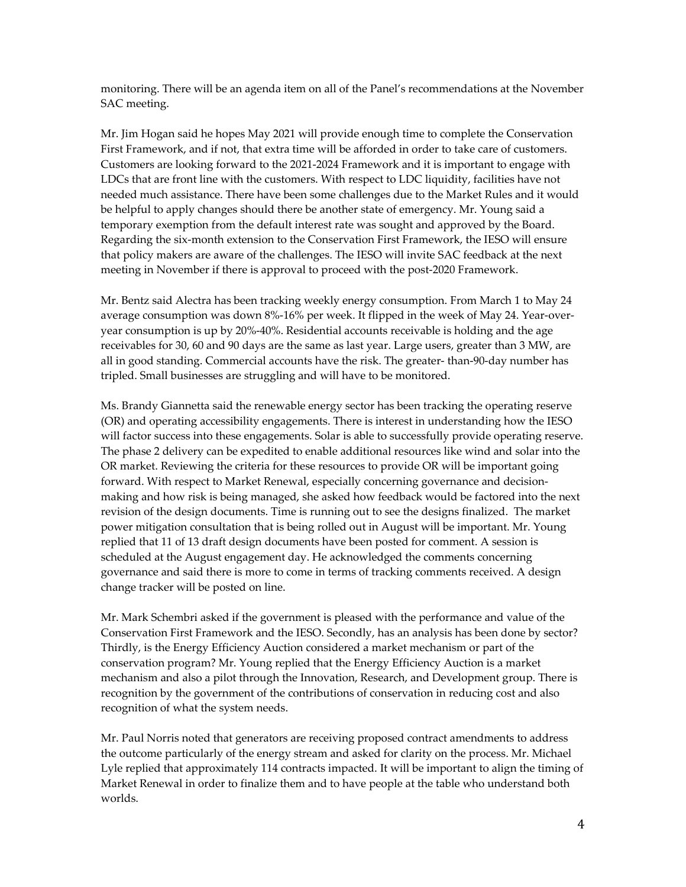monitoring. There will be an agenda item on all of the Panel's recommendations at the November SAC meeting.

Mr. Jim Hogan said he hopes May 2021 will provide enough time to complete the Conservation First Framework, and if not, that extra time will be afforded in order to take care of customers. Customers are looking forward to the 2021-2024 Framework and it is important to engage with LDCs that are front line with the customers. With respect to LDC liquidity, facilities have not needed much assistance. There have been some challenges due to the Market Rules and it would be helpful to apply changes should there be another state of emergency. Mr. Young said a temporary exemption from the default interest rate was sought and approved by the Board. Regarding the six-month extension to the Conservation First Framework, the IESO will ensure that policy makers are aware of the challenges. The IESO will invite SAC feedback at the next meeting in November if there is approval to proceed with the post-2020 Framework.

Mr. Bentz said Alectra has been tracking weekly energy consumption. From March 1 to May 24 average consumption was down 8%-16% per week. It flipped in the week of May 24. Year-over-year consumption is up by 20%-40%. Residential accounts receivable is holding and the age receivables for 30, 60 and 90 days are the same as last year. Large users, greater than 3 MW, are all in good standing. Commercial accounts have the risk. The greater- than-90-day number has tripled. Small businesses are struggling and will have to be monitored.

Ms. Brandy Giannetta said the renewable energy sector has been tracking the operating reserve (OR) and operating accessibility engagements. There is interest in understanding how the IESO will factor success into these engagements. Solar is able to successfully provide operating reserve. The phase 2 delivery can be expedited to enable additional resources like wind and solar into the OR market. Reviewing the criteria for these resources to provide OR will be important going forward. With respect to Market Renewal, especially concerning governance and decision-making and how risk is being managed, she asked how feedback would be factored into the next revision of the design documents. Time is running out to see the designs finalized. The market power mitigation consultation that is being rolled out in August will be important. Mr. Young replied that 11 of 13 draft design documents have been posted for comment. A session is scheduled at the August engagement day. He acknowledged the comments concerning governance and said there is more to come in terms of tracking comments received. A design change tracker will be posted on line.

Mr. Mark Schembri asked if the government is pleased with the performance and value of the Conservation First Framework and the IESO. Secondly, has an analysis has been done by sector? Thirdly, is the Energy Efficiency Auction considered a market mechanism or part of the conservation program? Mr. Young replied that the Energy Efficiency Auction is a market mechanism and also a pilot through the Innovation, Research, and Development group. There is recognition by the government of the contributions of conservation in reducing cost and also recognition of what the system needs.

Mr. Paul Norris noted that generators are receiving proposed contract amendments to address the outcome particularly of the energy stream and asked for clarity on the process. Mr. Michael Lyle replied that approximately 114 contracts impacted. It will be important to align the timing of Market Renewal in order to finalize them and to have people at the table who understand both worlds.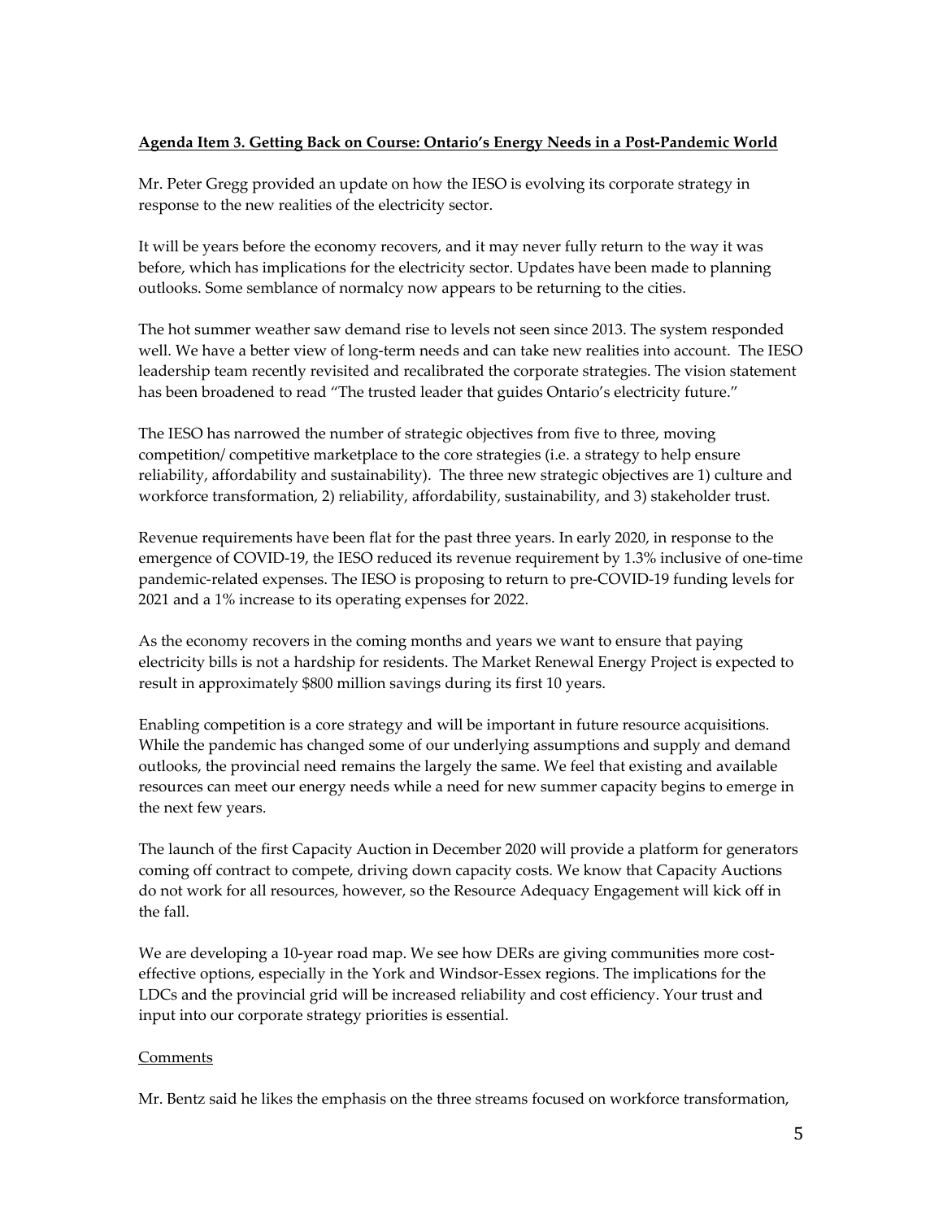**Agenda Item 3. Getting Back on Course: Ontario's Energy Needs in a Post-Pandemic World**

Mr. Peter Gregg provided an update on how the IESO is evolving its corporate strategy in response to the new realities of the electricity sector.

It will be years before the economy recovers, and it may never fully return to the way it was before, which has implications for the electricity sector. Updates have been made to planning outlooks. Some semblance of normalcy now appears to be returning to the cities.

The hot summer weather saw demand rise to levels not seen since 2013. The system responded well. We have a better view of long-term needs and can take new realities into account. The IESO leadership team recently revisited and recalibrated the corporate strategies. The vision statement has been broadened to read "The trusted leader that guides Ontario's electricity future."

The IESO has narrowed the number of strategic objectives from five to three, moving competition/ competitive marketplace to the core strategies (i.e. a strategy to help ensure reliability, affordability and sustainability). The three new strategic objectives are 1) culture and workforce transformation, 2) reliability, affordability, sustainability, and 3) stakeholder trust.

Revenue requirements have been flat for the past three years. In early 2020, in response to the emergence of COVID-19, the IESO reduced its revenue requirement by 1.3% inclusive of one-time pandemic-related expenses. The IESO is proposing to return to pre-COVID-19 funding levels for 2021 and a 1% increase to its operating expenses for 2022.

As the economy recovers in the coming months and years we want to ensure that paying electricity bills is not a hardship for residents. The Market Renewal Energy Project is expected to result in approximately $800 million savings during its first 10 years.

Enabling competition is a core strategy and will be important in future resource acquisitions. While the pandemic has changed some of our underlying assumptions and supply and demand outlooks, the provincial need remains the largely the same. We feel that existing and available resources can meet our energy needs while a need for new summer capacity begins to emerge in the next few years.

The launch of the first Capacity Auction in December 2020 will provide a platform for generators coming off contract to compete, driving down capacity costs. We know that Capacity Auctions do not work for all resources, however, so the Resource Adequacy Engagement will kick off in the fall.

We are developing a 10-year road map. We see how DERs are giving communities more cost-effective options, especially in the York and Windsor-Essex regions. The implications for the LDCs and the provincial grid will be increased reliability and cost efficiency. Your trust and input into our corporate strategy priorities is essential.

Comments

Mr. Bentz said he likes the emphasis on the three streams focused on workforce transformation,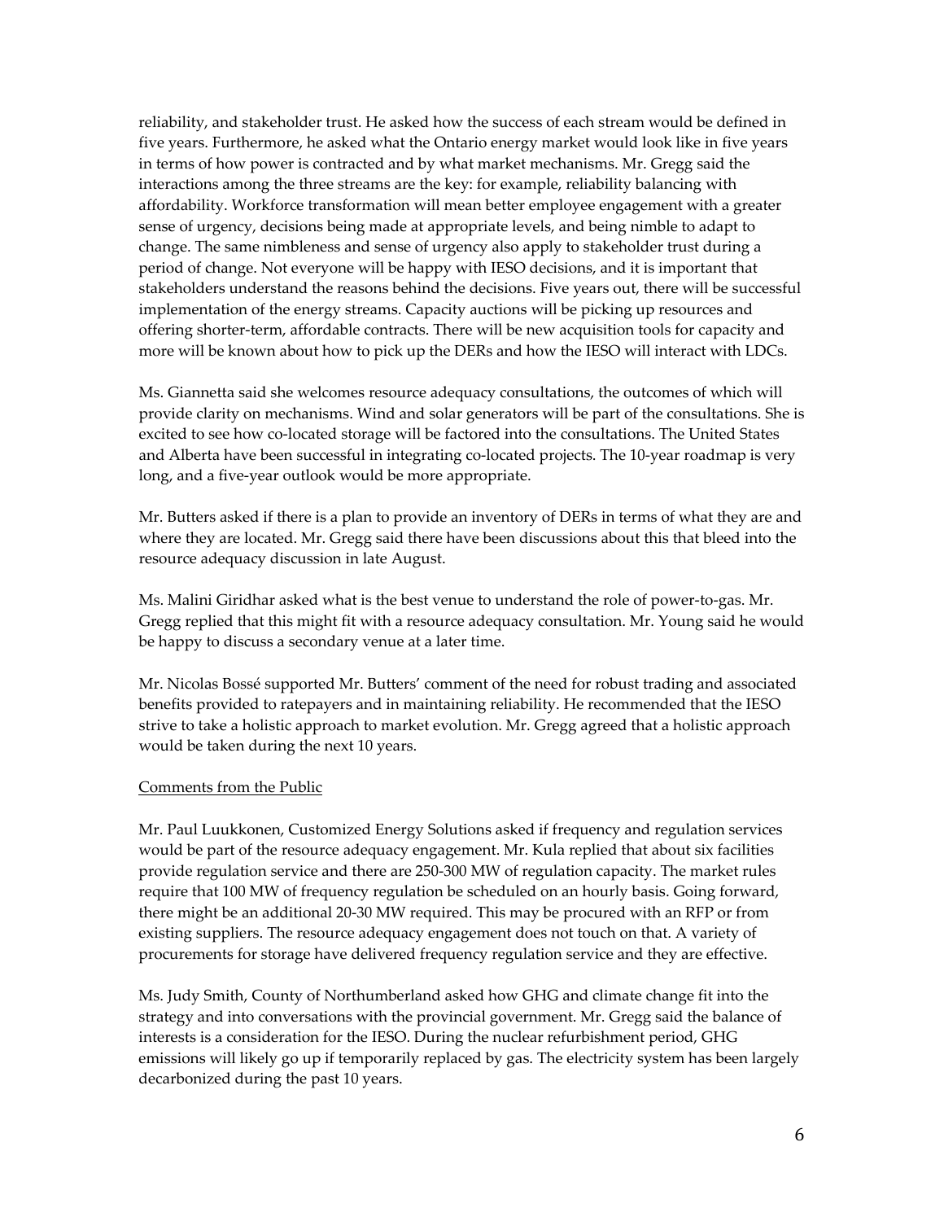reliability, and stakeholder trust. He asked how the success of each stream would be defined in five years. Furthermore, he asked what the Ontario energy market would look like in five years in terms of how power is contracted and by what market mechanisms. Mr. Gregg said the interactions among the three streams are the key: for example, reliability balancing with affordability. Workforce transformation will mean better employee engagement with a greater sense of urgency, decisions being made at appropriate levels, and being nimble to adapt to change. The same nimbleness and sense of urgency also apply to stakeholder trust during a period of change. Not everyone will be happy with IESO decisions, and it is important that stakeholders understand the reasons behind the decisions. Five years out, there will be successful implementation of the energy streams. Capacity auctions will be picking up resources and offering shorter-term, affordable contracts. There will be new acquisition tools for capacity and more will be known about how to pick up the DERs and how the IESO will interact with LDCs.

Ms. Giannetta said she welcomes resource adequacy consultations, the outcomes of which will provide clarity on mechanisms. Wind and solar generators will be part of the consultations. She is excited to see how co-located storage will be factored into the consultations. The United States and Alberta have been successful in integrating co-located projects. The 10-year roadmap is very long, and a five-year outlook would be more appropriate.

Mr. Butters asked if there is a plan to provide an inventory of DERs in terms of what they are and where they are located. Mr. Gregg said there have been discussions about this that bleed into the resource adequacy discussion in late August.

Ms. Malini Giridhar asked what is the best venue to understand the role of power-to-gas. Mr. Gregg replied that this might fit with a resource adequacy consultation. Mr. Young said he would be happy to discuss a secondary venue at a later time.

Mr. Nicolas Bossé supported Mr. Butters' comment of the need for robust trading and associated benefits provided to ratepayers and in maintaining reliability. He recommended that the IESO strive to take a holistic approach to market evolution. Mr. Gregg agreed that a holistic approach would be taken during the next 10 years.

Comments from the Public

Mr. Paul Luukkonen, Customized Energy Solutions asked if frequency and regulation services would be part of the resource adequacy engagement. Mr. Kula replied that about six facilities provide regulation service and there are 250-300 MW of regulation capacity. The market rules require that 100 MW of frequency regulation be scheduled on an hourly basis. Going forward, there might be an additional 20-30 MW required. This may be procured with an RFP or from existing suppliers. The resource adequacy engagement does not touch on that. A variety of procurements for storage have delivered frequency regulation service and they are effective.

Ms. Judy Smith, County of Northumberland asked how GHG and climate change fit into the strategy and into conversations with the provincial government. Mr. Gregg said the balance of interests is a consideration for the IESO. During the nuclear refurbishment period, GHG emissions will likely go up if temporarily replaced by gas. The electricity system has been largely decarbonized during the past 10 years.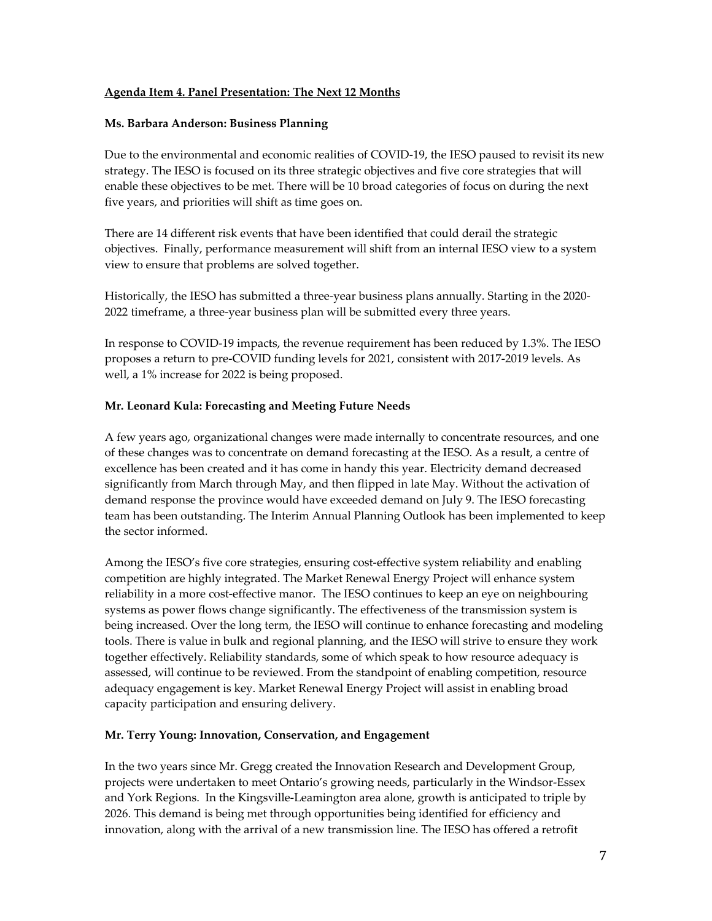**Agenda Item 4. Panel Presentation: The Next 12 Months**

**Ms. Barbara Anderson: Business Planning**

Due to the environmental and economic realities of COVID-19, the IESO paused to revisit its new strategy. The IESO is focused on its three strategic objectives and five core strategies that will enable these objectives to be met. There will be 10 broad categories of focus on during the next five years, and priorities will shift as time goes on.

There are 14 different risk events that have been identified that could derail the strategic objectives. Finally, performance measurement will shift from an internal IESO view to a system view to ensure that problems are solved together.

Historically, the IESO has submitted a three-year business plans annually. Starting in the 2020-2022 timeframe, a three-year business plan will be submitted every three years.

In response to COVID-19 impacts, the revenue requirement has been reduced by 1.3%. The IESO proposes a return to pre-COVID funding levels for 2021, consistent with 2017-2019 levels. As well, a 1% increase for 2022 is being proposed.

**Mr. Leonard Kula: Forecasting and Meeting Future Needs**

A few years ago, organizational changes were made internally to concentrate resources, and one of these changes was to concentrate on demand forecasting at the IESO. As a result, a centre of excellence has been created and it has come in handy this year. Electricity demand decreased significantly from March through May, and then flipped in late May. Without the activation of demand response the province would have exceeded demand on July 9. The IESO forecasting team has been outstanding. The Interim Annual Planning Outlook has been implemented to keep the sector informed.

Among the IESO's five core strategies, ensuring cost-effective system reliability and enabling competition are highly integrated. The Market Renewal Energy Project will enhance system reliability in a more cost-effective manor. The IESO continues to keep an eye on neighbouring systems as power flows change significantly. The effectiveness of the transmission system is being increased. Over the long term, the IESO will continue to enhance forecasting and modeling tools. There is value in bulk and regional planning, and the IESO will strive to ensure they work together effectively. Reliability standards, some of which speak to how resource adequacy is assessed, will continue to be reviewed. From the standpoint of enabling competition, resource adequacy engagement is key. Market Renewal Energy Project will assist in enabling broad capacity participation and ensuring delivery.

**Mr. Terry Young: Innovation, Conservation, and Engagement**

In the two years since Mr. Gregg created the Innovation Research and Development Group, projects were undertaken to meet Ontario's growing needs, particularly in the Windsor-Essex and York Regions. In the Kingsville-Leamington area alone, growth is anticipated to triple by 2026. This demand is being met through opportunities being identified for efficiency and innovation, along with the arrival of a new transmission line. The IESO has offered a retrofit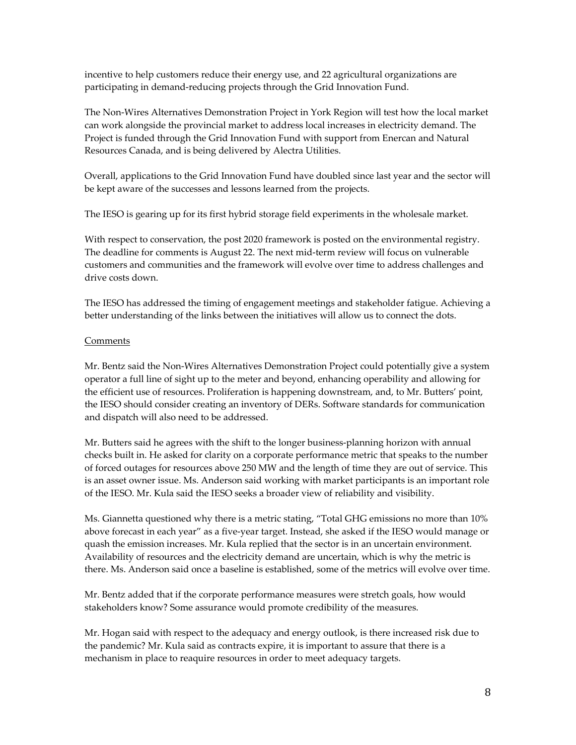incentive to help customers reduce their energy use, and 22 agricultural organizations are participating in demand-reducing projects through the Grid Innovation Fund.

The Non-Wires Alternatives Demonstration Project in York Region will test how the local market can work alongside the provincial market to address local increases in electricity demand. The Project is funded through the Grid Innovation Fund with support from Enercan and Natural Resources Canada, and is being delivered by Alectra Utilities.

Overall, applications to the Grid Innovation Fund have doubled since last year and the sector will be kept aware of the successes and lessons learned from the projects.

The IESO is gearing up for its first hybrid storage field experiments in the wholesale market.

With respect to conservation, the post 2020 framework is posted on the environmental registry. The deadline for comments is August 22. The next mid-term review will focus on vulnerable customers and communities and the framework will evolve over time to address challenges and drive costs down.

The IESO has addressed the timing of engagement meetings and stakeholder fatigue. Achieving a better understanding of the links between the initiatives will allow us to connect the dots.

Comments

Mr. Bentz said the Non-Wires Alternatives Demonstration Project could potentially give a system operator a full line of sight up to the meter and beyond, enhancing operability and allowing for the efficient use of resources. Proliferation is happening downstream, and, to Mr. Butters' point, the IESO should consider creating an inventory of DERs. Software standards for communication and dispatch will also need to be addressed.

Mr. Butters said he agrees with the shift to the longer business-planning horizon with annual checks built in. He asked for clarity on a corporate performance metric that speaks to the number of forced outages for resources above 250 MW and the length of time they are out of service. This is an asset owner issue. Ms. Anderson said working with market participants is an important role of the IESO. Mr. Kula said the IESO seeks a broader view of reliability and visibility.

Ms. Giannetta questioned why there is a metric stating, "Total GHG emissions no more than 10% above forecast in each year" as a five-year target. Instead, she asked if the IESO would manage or quash the emission increases. Mr. Kula replied that the sector is in an uncertain environment. Availability of resources and the electricity demand are uncertain, which is why the metric is there. Ms. Anderson said once a baseline is established, some of the metrics will evolve over time.

Mr. Bentz added that if the corporate performance measures were stretch goals, how would stakeholders know? Some assurance would promote credibility of the measures.

Mr. Hogan said with respect to the adequacy and energy outlook, is there increased risk due to the pandemic? Mr. Kula said as contracts expire, it is important to assure that there is a mechanism in place to reaquire resources in order to meet adequacy targets.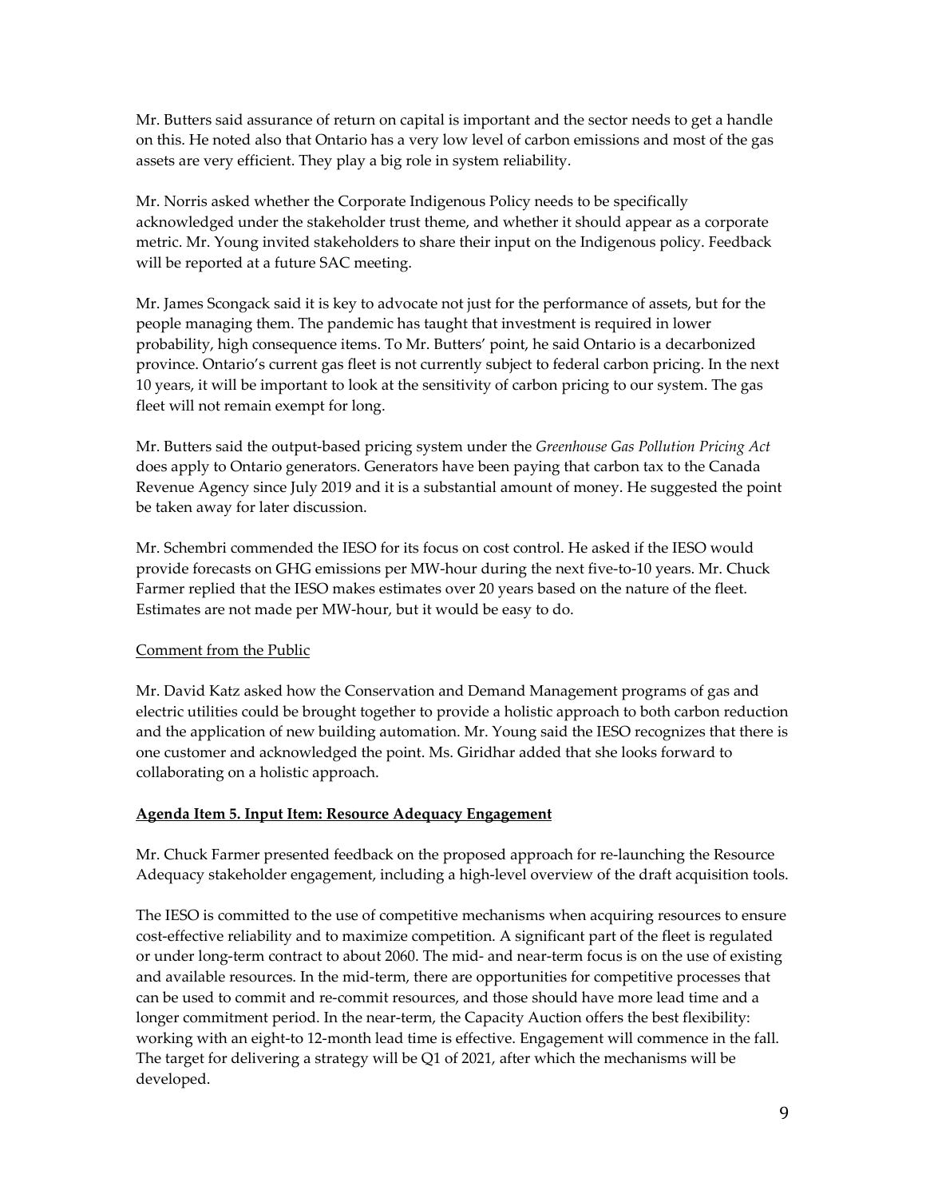Mr. Butters said assurance of return on capital is important and the sector needs to get a handle on this. He noted also that Ontario has a very low level of carbon emissions and most of the gas assets are very efficient. They play a big role in system reliability.

Mr. Norris asked whether the Corporate Indigenous Policy needs to be specifically acknowledged under the stakeholder trust theme, and whether it should appear as a corporate metric. Mr. Young invited stakeholders to share their input on the Indigenous policy. Feedback will be reported at a future SAC meeting.

Mr. James Scongack said it is key to advocate not just for the performance of assets, but for the people managing them. The pandemic has taught that investment is required in lower probability, high consequence items. To Mr. Butters' point, he said Ontario is a decarbonized province. Ontario's current gas fleet is not currently subject to federal carbon pricing. In the next 10 years, it will be important to look at the sensitivity of carbon pricing to our system. The gas fleet will not remain exempt for long.

Mr. Butters said the output-based pricing system under the *Greenhouse Gas Pollution Pricing Act* does apply to Ontario generators. Generators have been paying that carbon tax to the Canada Revenue Agency since July 2019 and it is a substantial amount of money. He suggested the point be taken away for later discussion.

Mr. Schembri commended the IESO for its focus on cost control. He asked if the IESO would provide forecasts on GHG emissions per MW-hour during the next five-to-10 years. Mr. Chuck Farmer replied that the IESO makes estimates over 20 years based on the nature of the fleet. Estimates are not made per MW-hour, but it would be easy to do.

Comment from the Public

Mr. David Katz asked how the Conservation and Demand Management programs of gas and electric utilities could be brought together to provide a holistic approach to both carbon reduction and the application of new building automation. Mr. Young said the IESO recognizes that there is one customer and acknowledged the point. Ms. Giridhar added that she looks forward to collaborating on a holistic approach.

**Agenda Item 5. Input Item: Resource Adequacy Engagement**

Mr. Chuck Farmer presented feedback on the proposed approach for re-launching the Resource Adequacy stakeholder engagement, including a high-level overview of the draft acquisition tools.

The IESO is committed to the use of competitive mechanisms when acquiring resources to ensure cost-effective reliability and to maximize competition. A significant part of the fleet is regulated or under long-term contract to about 2060. The mid- and near-term focus is on the use of existing and available resources. In the mid-term, there are opportunities for competitive processes that can be used to commit and re-commit resources, and those should have more lead time and a longer commitment period. In the near-term, the Capacity Auction offers the best flexibility: working with an eight-to 12-month lead time is effective. Engagement will commence in the fall. The target for delivering a strategy will be Q1 of 2021, after which the mechanisms will be developed.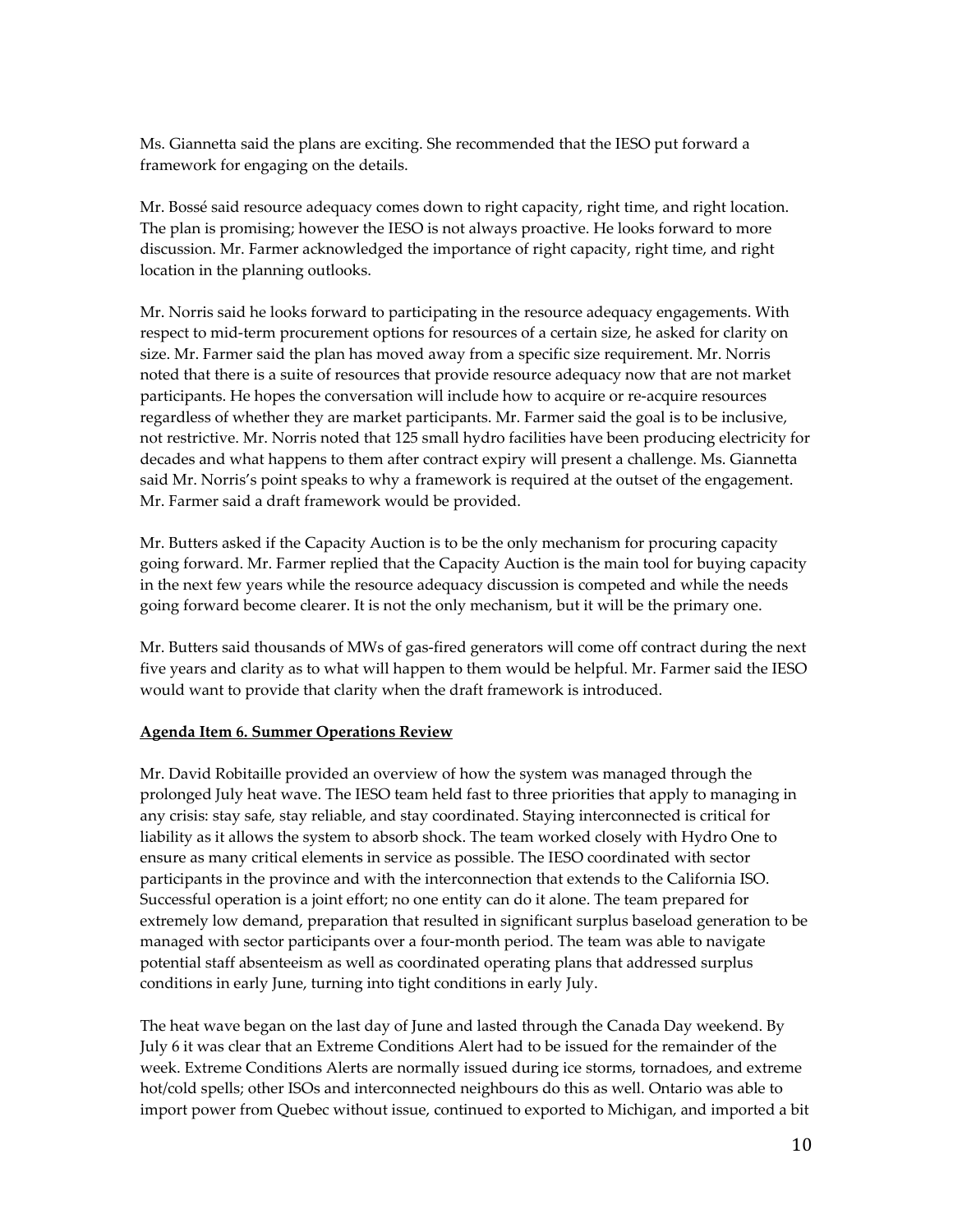Ms. Giannetta said the plans are exciting. She recommended that the IESO put forward a framework for engaging on the details.

Mr. Bossé said resource adequacy comes down to right capacity, right time, and right location. The plan is promising; however the IESO is not always proactive. He looks forward to more discussion. Mr. Farmer acknowledged the importance of right capacity, right time, and right location in the planning outlooks.

Mr. Norris said he looks forward to participating in the resource adequacy engagements. With respect to mid-term procurement options for resources of a certain size, he asked for clarity on size. Mr. Farmer said the plan has moved away from a specific size requirement. Mr. Norris noted that there is a suite of resources that provide resource adequacy now that are not market participants. He hopes the conversation will include how to acquire or re-acquire resources regardless of whether they are market participants. Mr. Farmer said the goal is to be inclusive, not restrictive. Mr. Norris noted that 125 small hydro facilities have been producing electricity for decades and what happens to them after contract expiry will present a challenge. Ms. Giannetta said Mr. Norris's point speaks to why a framework is required at the outset of the engagement. Mr. Farmer said a draft framework would be provided.

Mr. Butters asked if the Capacity Auction is to be the only mechanism for procuring capacity going forward. Mr. Farmer replied that the Capacity Auction is the main tool for buying capacity in the next few years while the resource adequacy discussion is competed and while the needs going forward become clearer. It is not the only mechanism, but it will be the primary one.

Mr. Butters said thousands of MWs of gas-fired generators will come off contract during the next five years and clarity as to what will happen to them would be helpful. Mr. Farmer said the IESO would want to provide that clarity when the draft framework is introduced.

**Agenda Item 6. Summer Operations Review**

Mr. David Robitaille provided an overview of how the system was managed through the prolonged July heat wave. The IESO team held fast to three priorities that apply to managing in any crisis: stay safe, stay reliable, and stay coordinated. Staying interconnected is critical for liability as it allows the system to absorb shock. The team worked closely with Hydro One to ensure as many critical elements in service as possible. The IESO coordinated with sector participants in the province and with the interconnection that extends to the California ISO. Successful operation is a joint effort; no one entity can do it alone. The team prepared for extremely low demand, preparation that resulted in significant surplus baseload generation to be managed with sector participants over a four-month period. The team was able to navigate potential staff absenteeism as well as coordinated operating plans that addressed surplus conditions in early June, turning into tight conditions in early July.

The heat wave began on the last day of June and lasted through the Canada Day weekend. By July 6 it was clear that an Extreme Conditions Alert had to be issued for the remainder of the week. Extreme Conditions Alerts are normally issued during ice storms, tornadoes, and extreme hot/cold spells; other ISOs and interconnected neighbours do this as well. Ontario was able to import power from Quebec without issue, continued to exported to Michigan, and imported a bit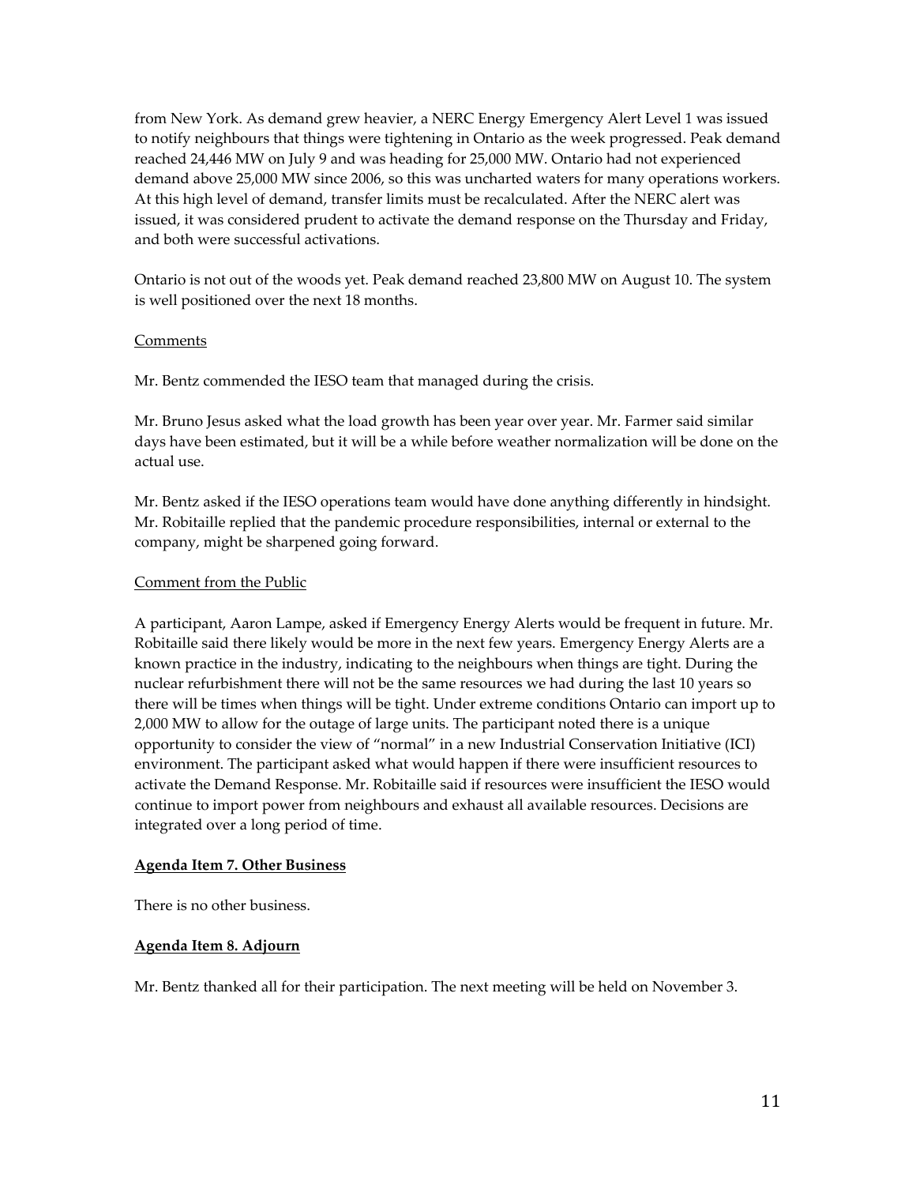from New York. As demand grew heavier, a NERC Energy Emergency Alert Level 1 was issued to notify neighbours that things were tightening in Ontario as the week progressed. Peak demand reached 24,446 MW on July 9 and was heading for 25,000 MW. Ontario had not experienced demand above 25,000 MW since 2006, so this was uncharted waters for many operations workers. At this high level of demand, transfer limits must be recalculated. After the NERC alert was issued, it was considered prudent to activate the demand response on the Thursday and Friday, and both were successful activations.

Ontario is not out of the woods yet. Peak demand reached 23,800 MW on August 10. The system is well positioned over the next 18 months.

Comments

Mr. Bentz commended the IESO team that managed during the crisis.

Mr. Bruno Jesus asked what the load growth has been year over year. Mr. Farmer said similar days have been estimated, but it will be a while before weather normalization will be done on the actual use.

Mr. Bentz asked if the IESO operations team would have done anything differently in hindsight. Mr. Robitaille replied that the pandemic procedure responsibilities, internal or external to the company, might be sharpened going forward.

Comment from the Public

A participant, Aaron Lampe, asked if Emergency Energy Alerts would be frequent in future. Mr. Robitaille said there likely would be more in the next few years. Emergency Energy Alerts are a known practice in the industry, indicating to the neighbours when things are tight. During the nuclear refurbishment there will not be the same resources we had during the last 10 years so there will be times when things will be tight. Under extreme conditions Ontario can import up to 2,000 MW to allow for the outage of large units. The participant noted there is a unique opportunity to consider the view of "normal" in a new Industrial Conservation Initiative (ICI) environment. The participant asked what would happen if there were insufficient resources to activate the Demand Response. Mr. Robitaille said if resources were insufficient the IESO would continue to import power from neighbours and exhaust all available resources. Decisions are integrated over a long period of time.

**Agenda Item 7. Other Business**

There is no other business.

**Agenda Item 8. Adjourn**

Mr. Bentz thanked all for their participation. The next meeting will be held on November 3.